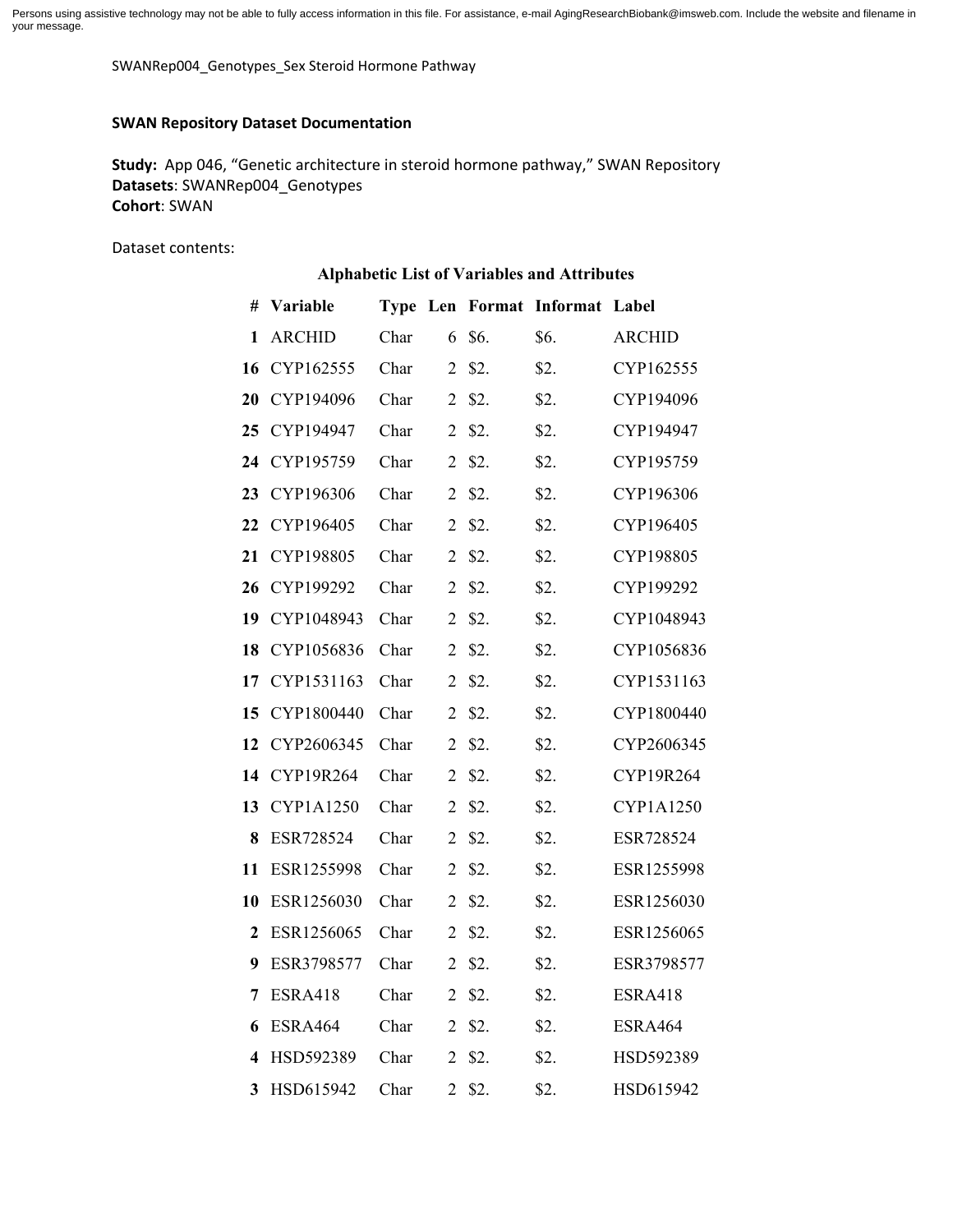Persons using assistive technology may not be able to fully access information in this file. For assistance, e-mail AgingResearchBiobank@imsweb.com. Include the website and filename in your message.

SWANRep004_Genotypes_Sex Steroid Hormone Pathway

**SWAN Repository Dataset Documentation**

**Study:** App 046, "Genetic architecture in steroid hormone pathway," SWAN Repository
**Datasets**: SWANRep004_Genotypes
**Cohort**: SWAN

Dataset contents:

**Alphabetic List of Variables and Attributes**

| # | Variable | Type | Len | Format | Informat | Label |
|---|---|---|---|---|---|---|
| 1 | ARCHID | Char | 6 | $6. | $6. | ARCHID |
| 16 | CYP162555 | Char | 2 | $2. | $2. | CYP162555 |
| 20 | CYP194096 | Char | 2 | $2. | $2. | CYP194096 |
| 25 | CYP194947 | Char | 2 | $2. | $2. | CYP194947 |
| 24 | CYP195759 | Char | 2 | $2. | $2. | CYP195759 |
| 23 | CYP196306 | Char | 2 | $2. | $2. | CYP196306 |
| 22 | CYP196405 | Char | 2 | $2. | $2. | CYP196405 |
| 21 | CYP198805 | Char | 2 | $2. | $2. | CYP198805 |
| 26 | CYP199292 | Char | 2 | $2. | $2. | CYP199292 |
| 19 | CYP1048943 | Char | 2 | $2. | $2. | CYP1048943 |
| 18 | CYP1056836 | Char | 2 | $2. | $2. | CYP1056836 |
| 17 | CYP1531163 | Char | 2 | $2. | $2. | CYP1531163 |
| 15 | CYP1800440 | Char | 2 | $2. | $2. | CYP1800440 |
| 12 | CYP2606345 | Char | 2 | $2. | $2. | CYP2606345 |
| 14 | CYP19R264 | Char | 2 | $2. | $2. | CYP19R264 |
| 13 | CYP1A1250 | Char | 2 | $2. | $2. | CYP1A1250 |
| 8 | ESR728524 | Char | 2 | $2. | $2. | ESR728524 |
| 11 | ESR1255998 | Char | 2 | $2. | $2. | ESR1255998 |
| 10 | ESR1256030 | Char | 2 | $2. | $2. | ESR1256030 |
| 2 | ESR1256065 | Char | 2 | $2. | $2. | ESR1256065 |
| 9 | ESR3798577 | Char | 2 | $2. | $2. | ESR3798577 |
| 7 | ESRA418 | Char | 2 | $2. | $2. | ESRA418 |
| 6 | ESRA464 | Char | 2 | $2. | $2. | ESRA464 |
| 4 | HSD592389 | Char | 2 | $2. | $2. | HSD592389 |
| 3 | HSD615942 | Char | 2 | $2. | $2. | HSD615942 |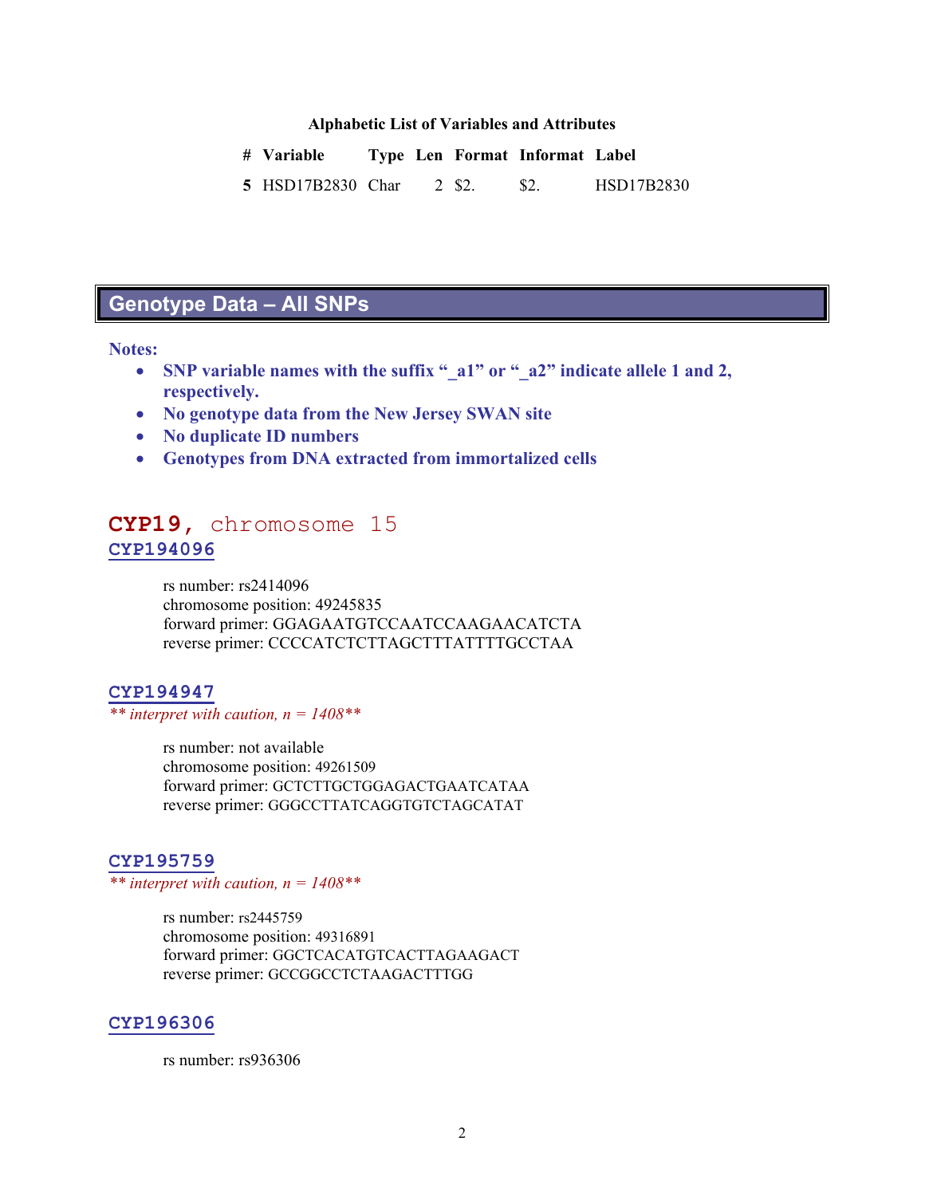**Alphabetic List of Variables and Attributes**

| # | Variable | Type | Len | Format | Informat | Label |
|---|---|---|---|---|---|---|
| 5 | HSD17B2830 | Char | 2 | $2. | $2. | HSD17B2830 |

## Genotype Data – All SNPs

**Notes:**

- **SNP variable names with the suffix "_a1" or "_a2" indicate allele 1 and 2, respectively.**
- **No genotype data from the New Jersey SWAN site**
- **No duplicate ID numbers**
- **Genotypes from DNA extracted from immortalized cells**

## CYP19, chromosome 15

### CYP194096

rs number: rs2414096
chromosome position: 49245835
forward primer: GGAGAATGTCCAATCCAAGAACATCTA
reverse primer: CCCCATCTCTTAGCTTTATTTTGCCTAA

### CYP194947

*\*\* interpret with caution, n = 1408\*\**

rs number: not available
chromosome position: 49261509
forward primer: GCTCTTGCTGGAGACTGAATCATAA
reverse primer: GGGCCTTATCAGGTGTCTAGCATAT

### CYP195759

*\*\* interpret with caution, n = 1408\*\**

rs number: rs2445759
chromosome position: 49316891
forward primer: GGCTCACATGTCACTTAGAAGACT
reverse primer: GCCGGCCTCTAAGACTTTGG

### CYP196306

rs number: rs936306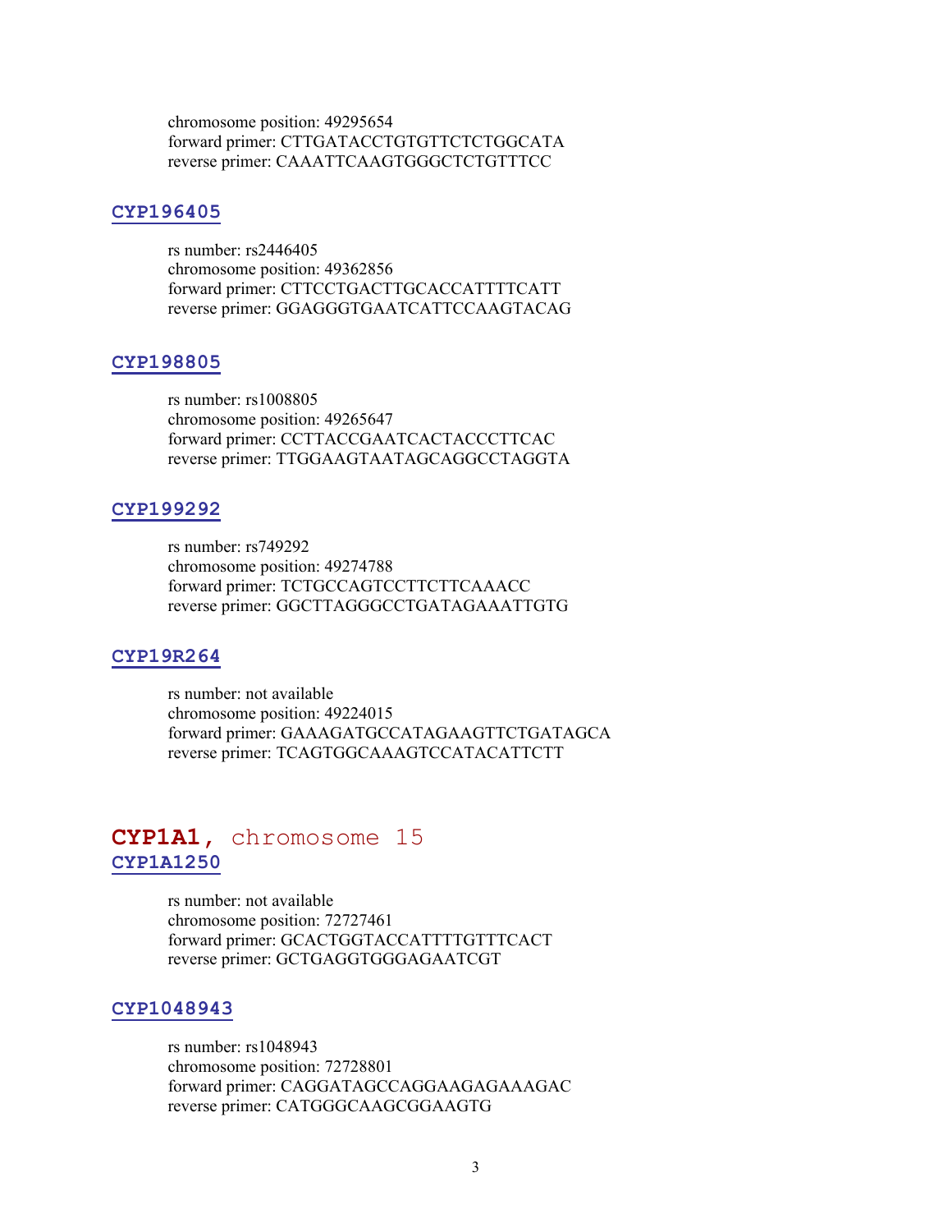chromosome position: 49295654
forward primer: CTTGATACCTGTGTTCTCTGGCATA
reverse primer: CAAATTCAAGTGGGCTCTGTTTCC

### CYP196405

rs number: rs2446405
chromosome position: 49362856
forward primer: CTTCCTGACTTGCACCATTTTCATT
reverse primer: GGAGGGTGAATCATTCCAAGTACAG

### CYP198805

rs number: rs1008805
chromosome position: 49265647
forward primer: CCTTACCGAATCACTACCCTTCAC
reverse primer: TTGGAAGTAATAGCAGGCCTAGGTA

### CYP199292

rs number: rs749292
chromosome position: 49274788
forward primer: TCTGCCAGTCCTTCTTCAAACC
reverse primer: GGCTTAGGGCCTGATAGAAATTGTG

### CYP19R264

rs number: not available
chromosome position: 49224015
forward primer: GAAAGATGCCATAGAAGTTCTGATAGCA
reverse primer: TCAGTGGCAAAGTCCATACATTCTT

## CYP1A1, chromosome 15

### CYP1A1250

rs number: not available
chromosome position: 72727461
forward primer: GCACTGGTACCATTTTGTTTCACT
reverse primer: GCTGAGGTGGGAGAATCGT

### CYP1048943

rs number: rs1048943
chromosome position: 72728801
forward primer: CAGGATAGCCAGGAAGAGAAAGAC
reverse primer: CATGGGCAAGCGGAAGTG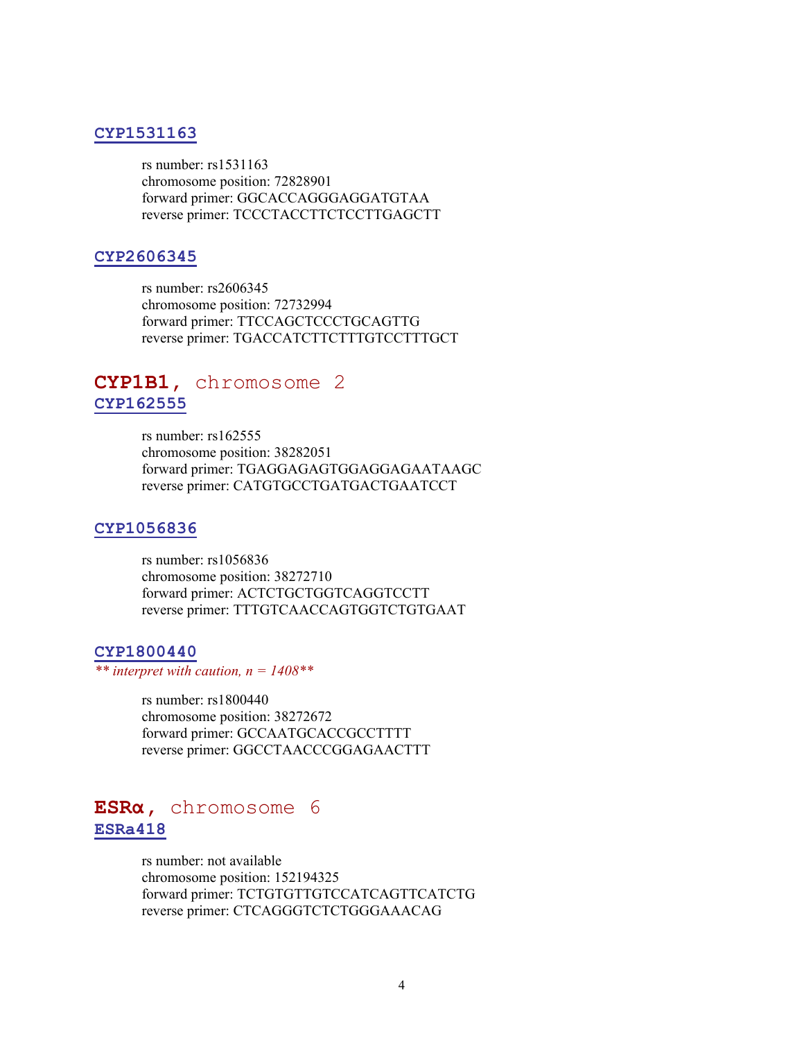### CYP1531163

rs number: rs1531163
chromosome position: 72828901
forward primer: GGCACCAGGGAGGATGTAA
reverse primer: TCCCTACCTTCTCCTTGAGCTT

### CYP2606345

rs number: rs2606345
chromosome position: 72732994
forward primer: TTCCAGCTCCCTGCAGTTG
reverse primer: TGACCATCTTCTTTGTCCTTTGCT

## **CYP1B1,** chromosome 2

### CYP162555

rs number: rs162555
chromosome position: 38282051
forward primer: TGAGGAGAGTGGAGGAGAATAAGC
reverse primer: CATGTGCCTGATGACTGAATCCT

### CYP1056836

rs number: rs1056836
chromosome position: 38272710
forward primer: ACTCTGCTGGTCAGGTCCTT
reverse primer: TTTGTCAACCAGTGGTCTGTGAAT

### CYP1800440

*** interpret with caution, n = 1408***

rs number: rs1800440
chromosome position: 38272672
forward primer: GCCAATGCACCGCCTTTT
reverse primer: GGCCTAACCCGGAGAACTTT

## **ESRα,** chromosome 6

### ESRa418

rs number: not available
chromosome position: 152194325
forward primer: TCTGTGTTGTCCATCAGTTCATCTG
reverse primer: CTCAGGGTCTCTGGGAAACAG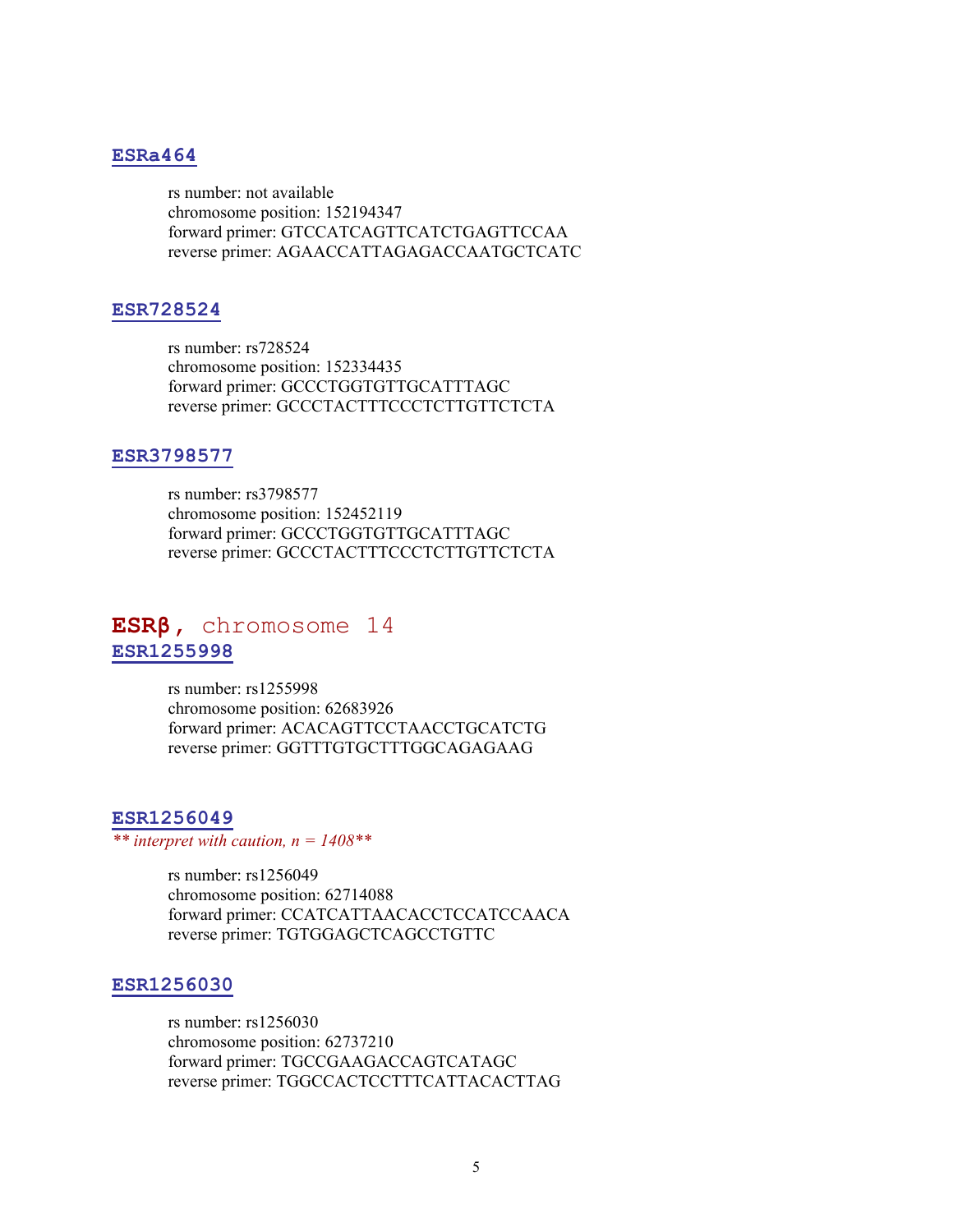### ESRa464

rs number: not available
chromosome position: 152194347
forward primer: GTCCATCAGTTCATCTGAGTTCCAA
reverse primer: AGAACCATTAGAGACCAATGCTCATC

### ESR728524

rs number: rs728524
chromosome position: 152334435
forward primer: GCCCTGGTGTTGCATTTAGC
reverse primer: GCCCTACTTTCCCTCTTGTTCTCTA

### ESR3798577

rs number: rs3798577
chromosome position: 152452119
forward primer: GCCCTGGTGTTGCATTTAGC
reverse primer: GCCCTACTTTCCCTCTTGTTCTCTA

## **ESRβ**, chromosome 14

### ESR1255998

rs number: rs1255998
chromosome position: 62683926
forward primer: ACACAGTTCCTAACCTGCATCTG
reverse primer: GGTTTGTGCTTTGGCAGAGAAG

### ESR1256049

*** interpret with caution, n = 1408***

rs number: rs1256049
chromosome position: 62714088
forward primer: CCATCATTAACACCTCCATCCAACA
reverse primer: TGTGGAGCTCAGCCTGTTC

### ESR1256030

rs number: rs1256030
chromosome position: 62737210
forward primer: TGCCGAAGACCAGTCATAGC
reverse primer: TGGCCACTCCTTTCATTACACTTAG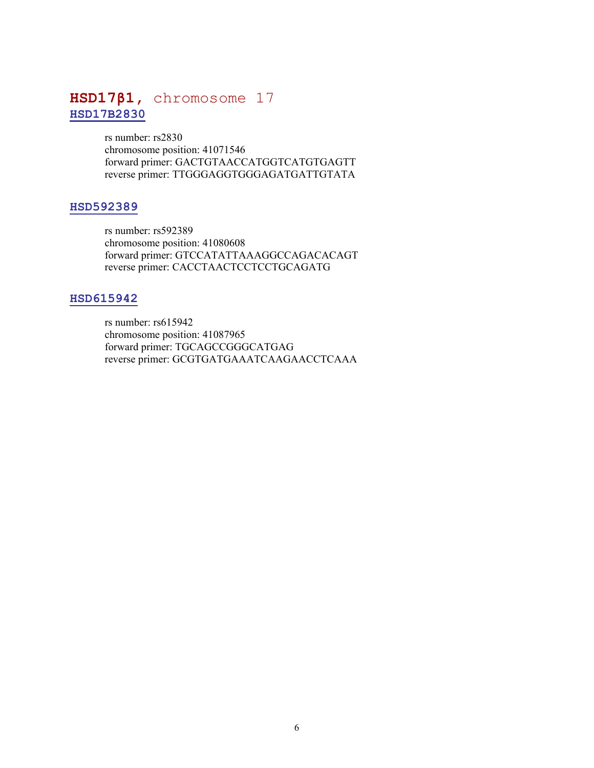## **HSD17β1,** chromosome 17

### HSD17B2830

rs number: rs2830
chromosome position: 41071546
forward primer: GACTGTAACCATGGTCATGTGAGTT
reverse primer: TTGGGAGGTGGGAGATGATTGTATA

### HSD592389

rs number: rs592389
chromosome position: 41080608
forward primer: GTCCATATTAAAGGCCAGACACAGT
reverse primer: CACCTAACTCCTCCTGCAGATG

### HSD615942

rs number: rs615942
chromosome position: 41087965
forward primer: TGCAGCCGGGCATGAG
reverse primer: GCGTGATGAAATCAAGAACCTCAAA